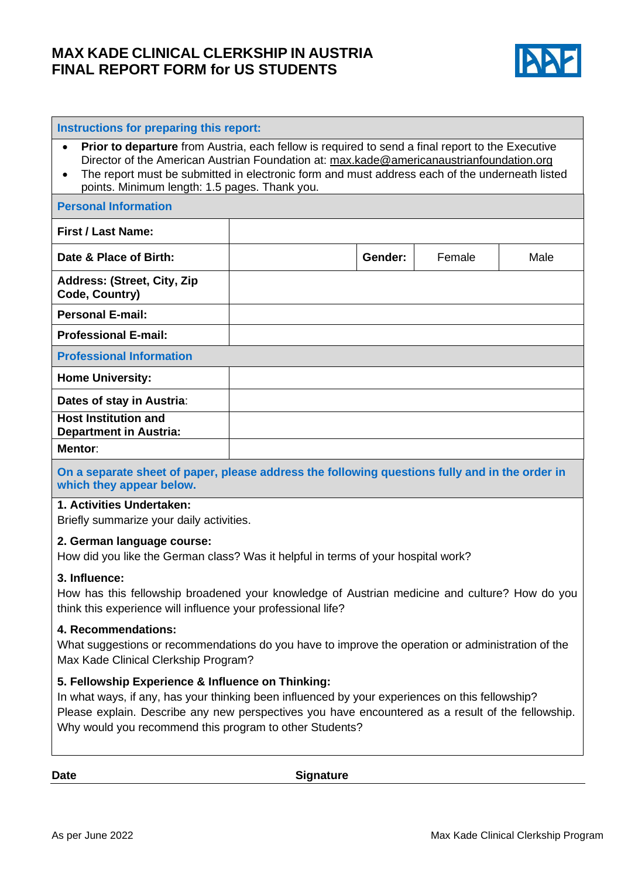# MAX KADE CLINICAL CLERKSHIP IN AUSTRIA
# FINAL REPORT FORM for US STUDENTS

**Instructions for preparing this report:**

- **Prior to departure** from Austria, each fellow is required to send a final report to the Executive Director of the American Austrian Foundation at: max.kade@americanaustrianfoundation.org
- The report must be submitted in electronic form and must address each of the underneath listed points. Minimum length: 1.5 pages. Thank you.

**Personal Information**

| | | | | |
|---|---|---|---|---|
| **First / Last Name:** | | | | |
| **Date & Place of Birth:** | | **Gender:** | Female | Male |
| **Address: (Street, City, Zip Code, Country)** | | | | |
| **Personal E-mail:** | | | | |
| **Professional E-mail:** | | | | |

**Professional Information**

| | |
|---|---|
| **Home University:** | |
| **Dates of stay in Austria**: | |
| **Host Institution and Department in Austria:** | |
| **Mentor**: | |

**On a separate sheet of paper, please address the following questions fully and in the order in which they appear below.**

**1. Activities Undertaken:**
Briefly summarize your daily activities.

**2. German language course:**
How did you like the German class? Was it helpful in terms of your hospital work?

**3. Influence:**
How has this fellowship broadened your knowledge of Austrian medicine and culture? How do you think this experience will influence your professional life?

**4. Recommendations:**
What suggestions or recommendations do you have to improve the operation or administration of the Max Kade Clinical Clerkship Program?

**5. Fellowship Experience & Influence on Thinking:**
In what ways, if any, has your thinking been influenced by your experiences on this fellowship? Please explain. Describe any new perspectives you have encountered as a result of the fellowship. Why would you recommend this program to other Students?

**Date** **Signature**

As per June 2022